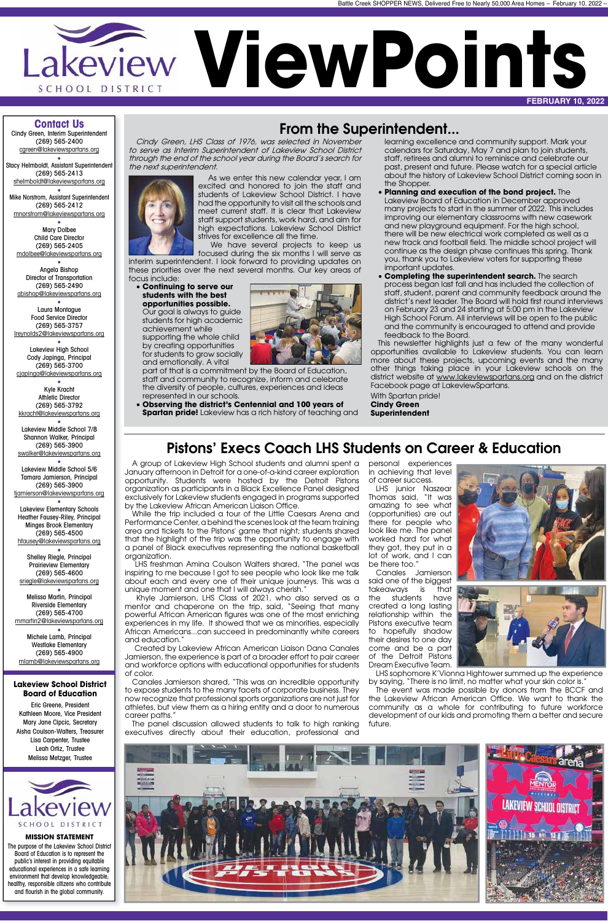# Lakeview School District ViewPoints

**FEBRUARY 10, 2022**

## Contact Us

Cindy Green, Interim Superintendent
(269) 565-2400
cgreen@lakeviewspartans.org

Stacy Helmboldt, Assistant Superintendent
(269) 565-2413
shelmboldt@lakeviewspartans.org

Mike Norstrom, Assistant Superintendent
(269) 565-2412
mnorstrom@lakeviewspartans.org

Mary Dolbee
Child Care Director
(269) 565-2405
mdolbee@lakeviewspartans.org

Angela Bishop
Director of Transportation
(269) 565-2490
abishop@lakeviewspartans.org

Laura Montague
Food Service Director
(269) 565-3757
lreynolds2@lakeviewspartans.org

Lakeview High School
Cody Japinga, Principal
(269) 565-3700
cjapinga@lakeviewspartans.org

Kyle Kracht
Athletic Director
(269) 565-3792
kkracht@lakeviewspartans.org

Lakeview Middle School 7/8
Shannon Walker, Principal
(269) 565-3900
swalker@lakeviewspartans.org

Lakeview Middle School 5/6
Tamara Jamierson, Principal
(269) 565-3900
tjamierson@lakeviewspartans.org

Lakeview Elementary Schools
Heather Fausey-Riley, Principal
Minges Brook Elementary
(269) 565-4500
hfausey@lakeviewspartans.org

Shelley Riegle, Principal
Prairieview Elementary
(269) 565-4600
sriegle@lakeviewspartans.org

Melissa Martin, Principal
Riverside Elementary
(269) 565-4700
mmartin2@lakeviewspartans.org

Michele Lamb, Principal
Westlake Elementary
(269) 565-4900
mlamb@lakeviewspartans.org

### Lakeview School District Board of Education

Eric Greene, President
Kathleen Moore, Vice President
Mary Jane Cipcic, Secretary
Aisha Coulson-Walters, Treasurer
Lisa Carpenter, Trustee
Leah Ortiz, Trustee
Melissa Metzger, Trustee

### MISSION STATEMENT

The purpose of the Lakeview School District Board of Education is to represent the public's interest in providing equitable educational experiences in a safe learning environment that develop knowledgeable, healthy, responsible citizens who contribute and flourish in the global community.

## From the Superintendent...

*Cindy Green, LHS Class of 1976, was selected in November to serve as Interim Superintendent of Lakeview School District through the end of the school year during the Board's search for the next superintendent.*

As we enter this new calendar year, I am excited and honored to join the staff and students of Lakeview School District. I have had the opportunity to visit all the schools and meet current staff. It is clear that Lakeview staff support students, work hard, and aim for high expectations. Lakeview School District strives for excellence all the time.

We have several projects to keep us focused during the six months I will serve as interim superintendent. I look forward to providing updates on these priorities over the next several months. Our key areas of focus include:

- **Continuing to serve our students with the best opportunities possible.** Our goal is always to guide students for high academic achievement while supporting the whole child by creating opportunities for students to grow socially and emotionally. A vital part of that is a commitment by the Board of Education, staff and community to recognize, inform and celebrate the diversity of people, cultures, experiences and ideas represented in our schools.
- **Observing the district's Centennial and 100 years of Spartan pride!** Lakeview has a rich history of teaching and learning excellence and community support. Mark your calendars for Saturday, May 7 and plan to join students, staff, retirees and alumni to reminisce and celebrate our past, present and future. Please watch for a special article about the history of Lakeview School District coming soon in the Shopper.
- **Planning and execution of the bond project.** The Lakeview Board of Education in December approved many projects to start in the summer of 2022. This includes improving our elementary classrooms with new casework and new playground equipment. For the high school, there will be new electrical work completed as well as a new track and football field. The middle school project will continue as the design phase continues this spring. Thank you, thank you to Lakeview voters for supporting these important updates.
- **Completing the superintendent search.** The search process began last fall and has included the collection of staff, student, parent and community feedback around the district's next leader. The Board will hold first round interviews on February 23 and 24 starting at 5:00 pm in the Lakeview High School Forum. All interviews will be open to the public and the community is encouraged to attend and provide feedback to the Board.

This newsletter highlights just a few of the many wonderful opportunities available to Lakeview students. You can learn more about these projects, upcoming events and the many other things taking place in your Lakeview schools on the district website at www.lakeviewspartans.org and on the district Facebook page at LakeviewSpartans.

With Spartan pride!
**Cindy Green**
**Superintendent**

## Pistons' Execs Coach LHS Students on Career & Education

A group of Lakeview High School students and alumni spent a January afternoon in Detroit for a one-of-a-kind career exploration opportunity. Students were hosted by the Detroit Pistons organization as participants in a Black Excellence Panel designed exclusively for Lakeview students engaged in programs supported by the Lakeview African American Liaison Office.

While the trip included a tour of the Little Caesars Arena and Performance Center, a behind the scenes look at the team training area and tickets to the Pistons' game that night; students shared that the highlight of the trip was the opportunity to engage with a panel of Black executives representing the national basketball organization.

LHS freshman Amina Coulson Walters shared, "The panel was inspiring to me because I got to see people who look like me talk about each and every one of their unique journeys. This was a unique moment and one that I will always cherish."

Khyle Jamierson, LHS Class of 2021, who also served as a mentor and chaperone on the trip, said, "Seeing that many powerful African American figures was one of the most enriching experiences in my life. It showed that we as minorities, especially African Americans...can succeed in predominantly white careers and education."

Created by Lakeview African American Liaison Dana Canales Jamierson, the experience is part of a broader effort to pair career and workforce options with educational opportunities for students of color.

Canales Jamierson shared, "This was an incredible opportunity to expose students to the many facets of corporate business. They now recognize that professional sports organizations are not just for athletes, but view them as a hiring entity and a door to numerous career paths."

The panel discussion allowed students to talk to high ranking executives directly about their education, professional and personal experiences in achieving that level of career success.

LHS junior Naszear Thomas said, "It was amazing to see what (opportunities) are out there for people who look like me. The panel worked hard for what they got, they put in a lot of work, and I can be there too."

Canales Jamierson said one of the biggest takeaways is that the students have created a long lasting relationship within the Pistons executive team to hopefully shadow their desires to one day come and be a part of the Detroit Pistons Dream Executive Team.

LHS sophomore K'Vionna Hightower summed up the experience by saying, "There is no limit, no matter what your skin color is."

The event was made possible by donors from the BCCF and the Lakeview African American Office. We want to thank the community as a whole for contributing to future workforce development of our kids and promoting them a better and secure future.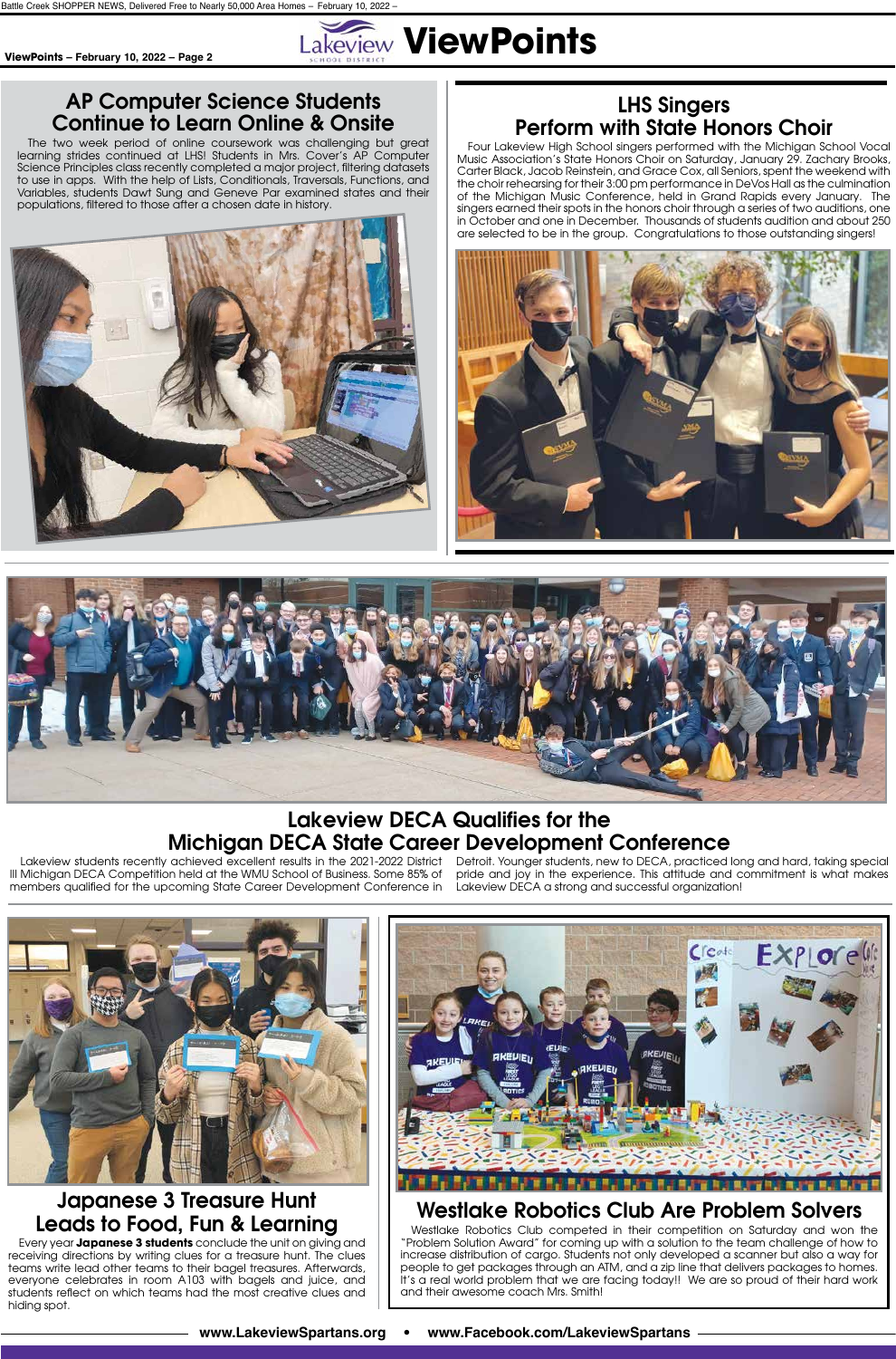# ViewPoints

## AP Computer Science Students Continue to Learn Online & Onsite

The two week period of online coursework was challenging but great learning strides continued at LHS! Students in Mrs. Cover's AP Computer Science Principles class recently completed a major project, filtering datasets to use in apps. With the help of Lists, Conditionals, Traversals, Functions, and Variables, students Dawt Sung and Geneve Par examined states and their populations, filtered to those after a chosen date in history.

## LHS Singers Perform with State Honors Choir

Four Lakeview High School singers performed with the Michigan School Vocal Music Association's State Honors Choir on Saturday, January 29. Zachary Brooks, Carter Black, Jacob Reinstein, and Grace Cox, all Seniors, spent the weekend with the choir rehearsing for their 3:00 pm performance in DeVos Hall as the culmination of the Michigan Music Conference, held in Grand Rapids every January. The singers earned their spots in the honors choir through a series of two auditions, one in October and one in December. Thousands of students audition and about 250 are selected to be in the group. Congratulations to those outstanding singers!

## Lakeview DECA Qualifies for the Michigan DECA State Career Development Conference

Lakeview students recently achieved excellent results in the 2021-2022 District III Michigan DECA Competition held at the WMU School of Business. Some 85% of members qualified for the upcoming State Career Development Conference in Detroit. Younger students, new to DECA, practiced long and hard, taking special pride and joy in the experience. This attitude and commitment is what makes Lakeview DECA a strong and successful organization!

## Japanese 3 Treasure Hunt Leads to Food, Fun & Learning

Every year **Japanese 3 students** conclude the unit on giving and receiving directions by writing clues for a treasure hunt. The clues teams write lead other teams to their bagel treasures. Afterwards, everyone celebrates in room A103 with bagels and juice, and students reflect on which teams had the most creative clues and hiding spot.

## Westlake Robotics Club Are Problem Solvers

Westlake Robotics Club competed in their competition on Saturday and won the "Problem Solution Award" for coming up with a solution to the team challenge of how to increase distribution of cargo. Students not only developed a scanner but also a way for people to get packages through an ATM, and a zip line that delivers packages to homes. It's a real world problem that we are facing today!! We are so proud of their hard work and their awesome coach Mrs. Smith!

www.LakeviewSpartans.org • www.Facebook.com/LakeviewSpartans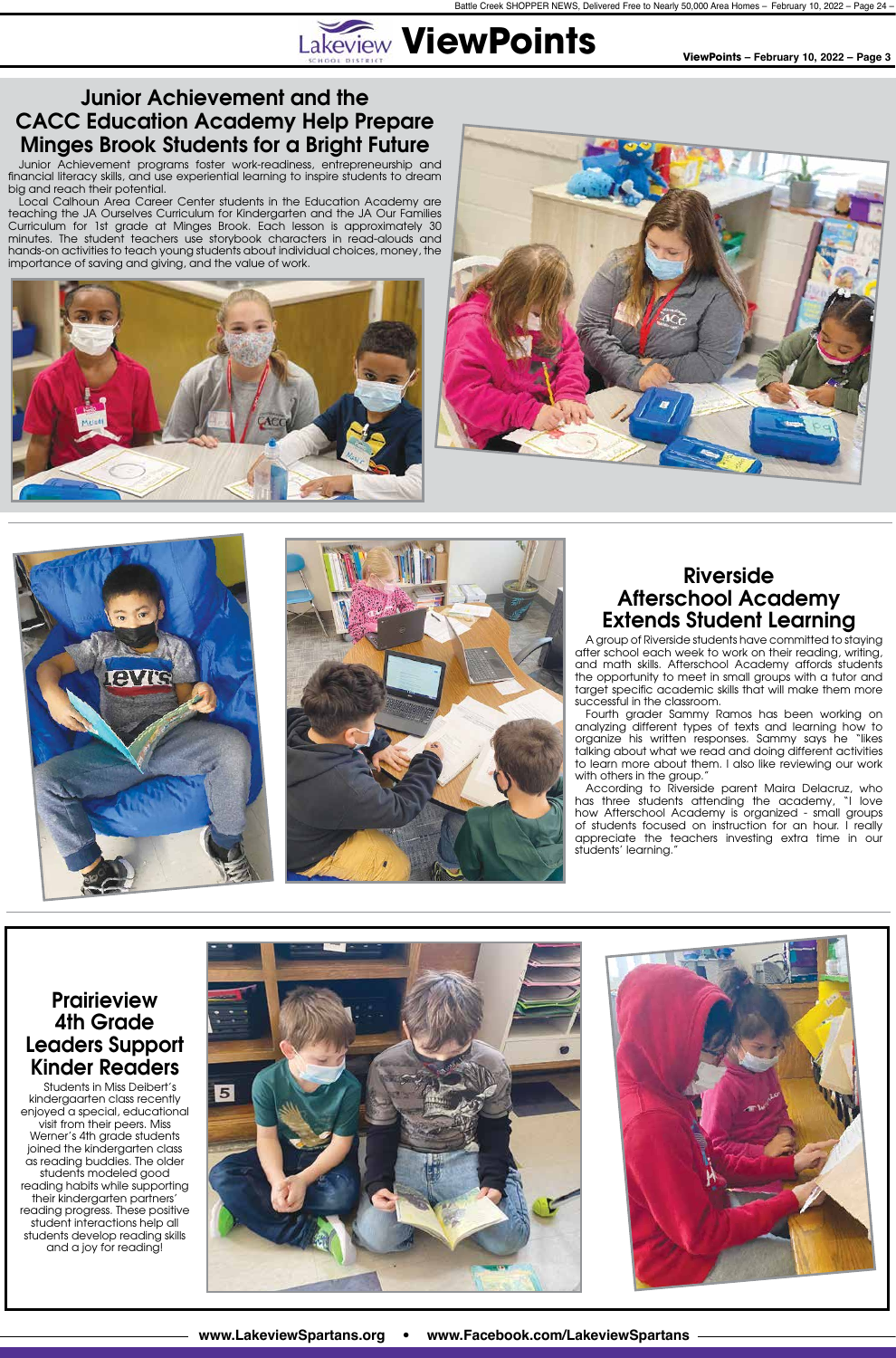# Junior Achievement and the CACC Education Academy Help Prepare Minges Brook Students for a Bright Future

Junior Achievement programs foster work-readiness, entrepreneurship and financial literacy skills, and use experiential learning to inspire students to dream big and reach their potential.

Local Calhoun Area Career Center students in the Education Academy are teaching the JA Ourselves Curriculum for Kindergarten and the JA Our Families Curriculum for 1st grade at Minges Brook. Each lesson is approximately 30 minutes. The student teachers use storybook characters in read-alouds and hands-on activities to teach young students about individual choices, money, the importance of saving and giving, and the value of work.

# Riverside Afterschool Academy Extends Student Learning

A group of Riverside students have committed to staying after school each week to work on their reading, writing, and math skills. Afterschool Academy affords students the opportunity to meet in small groups with a tutor and target specific academic skills that will make them more successful in the classroom.

Fourth grader Sammy Ramos has been working on analyzing different types of texts and learning how to organize his written responses. Sammy says he "likes talking about what we read and doing different activities to learn more about them. I also like reviewing our work with others in the group."

According to Riverside parent Maira Delacruz, who has three students attending the academy, "I love how Afterschool Academy is organized - small groups of students focused on instruction for an hour. I really appreciate the teachers investing extra time in our students' learning."

# Prairieview 4th Grade Leaders Support Kinder Readers

Students in Miss Deibert's kindergarten class recently enjoyed a special, educational visit from their peers. Miss Werner's 4th grade students joined the kindergarten class as reading buddies. The older students modeled good reading habits while supporting their kindergarten partners' reading progress. These positive student interactions help all students develop reading skills and a joy for reading!

www.LakeviewSpartans.org • www.Facebook.com/LakeviewSpartans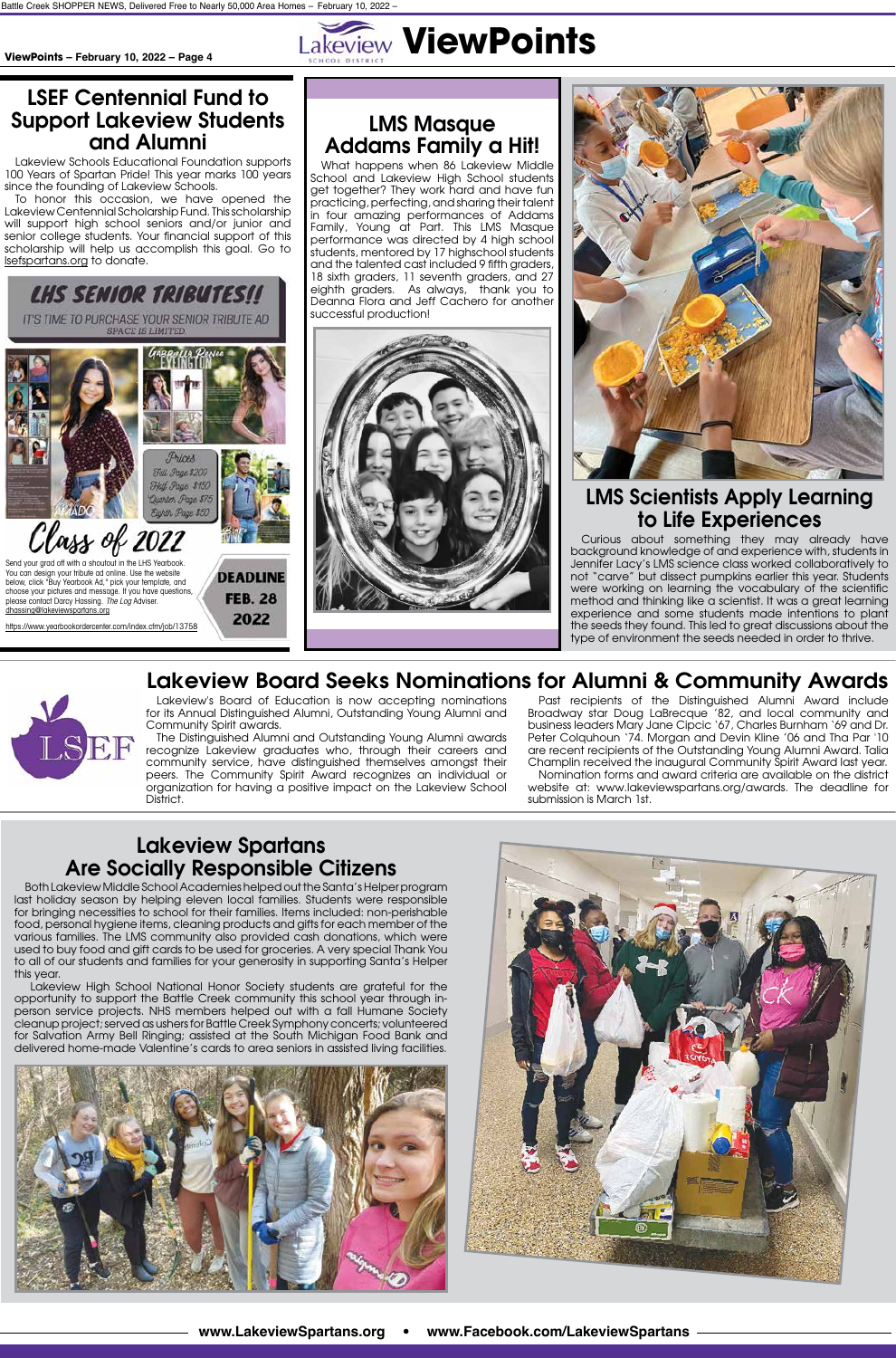# LSEF Centennial Fund to Support Lakeview Students and Alumni

Lakeview Schools Educational Foundation supports 100 Years of Spartan Pride! This year marks 100 years since the founding of Lakeview Schools.

To honor this occasion, we have opened the Lakeview Centennial Scholarship Fund. This scholarship will support high school seniors and/or junior and senior college students. Your financial support of this scholarship will help us accomplish this goal. Go to lsefspartans.org to donate.

## LHS SENIOR TRIBUTES!!

IT'S TIME TO PURCHASE YOUR SENIOR TRIBUTE AD
SPACE IS LIMITED.

Prices
Full Page $200
Half Page $150
Quarter Page $75
Eighth Page $50

Class of 2022

Send your grad off with a shoutout in the LHS Yearbook. You can design your tribute ad online. Use the website below, click "Buy Yearbook Ad," pick your template, and choose your pictures and message. If you have questions, please contact Darcy Hassing. *The Log* Adviser. dhassing@lakeviewspartans.org

https://www.yearbookordercenter.com/index.cfm/job/13758

DEADLINE FEB. 28 2022

# LMS Masque Addams Family a Hit!

What happens when 86 Lakeview Middle School and Lakeview High School students get together? They work hard and have fun practicing, perfecting, and sharing their talent in four amazing performances of Addams Family, Young at Part. This LMS Masque performance was directed by 4 high school students, mentored by 17 highschool students and the talented cast included 9 fifth graders, 18 sixth graders, 11 seventh graders, and 27 eighth graders. As always, thank you to Deanna Flora and Jeff Cachero for another successful production!

# LMS Scientists Apply Learning to Life Experiences

Curious about something they may already have background knowledge of and experience with, students in Jennifer Lacy's LMS science class worked collaboratively to not "carve" but dissect pumpkins earlier this year. Students were working on learning the vocabulary of the scientific method and thinking like a scientist. It was a great learning experience and some students made intentions to plant the seeds they found. This led to great discussions about the type of environment the seeds needed in order to thrive.

# Lakeview Board Seeks Nominations for Alumni & Community Awards

Lakeview's Board of Education is now accepting nominations for its Annual Distinguished Alumni, Outstanding Young Alumni and Community Spirit awards.

The Distinguished Alumni and Outstanding Young Alumni awards recognize Lakeview graduates who, through their careers and community service, have distinguished themselves amongst their peers. The Community Spirit Award recognizes an individual or organization for having a positive impact on the Lakeview School District.

Past recipients of the Distinguished Alumni Award include Broadway star Doug LaBrecque '82, and local community and business leaders Mary Jane Cipcic '67, Charles Burnham '69 and Dr. Peter Colquhoun '74. Morgan and Devin Kline '06 and Tha Par '10 are recent recipients of the Outstanding Young Alumni Award. Talia Champlin received the inaugural Community Spirit Award last year.

Nomination forms and award criteria are available on the district website at: www.lakeviewspartans.org/awards. The deadline for submission is March 1st.

# Lakeview Spartans Are Socially Responsible Citizens

Both Lakeview Middle School Academies helped out the Santa's Helper program last holiday season by helping eleven local families. Students were responsible for bringing necessities to school for their families. Items included: non-perishable food, personal hygiene items, cleaning products and gifts for each member of the various families. The LMS community also provided cash donations, which were used to buy food and gift cards to be used for groceries. A very special Thank You to all of our students and families for your generosity in supporting Santa's Helper this year.

Lakeview High School National Honor Society students are grateful for the opportunity to support the Battle Creek community this school year through in-person service projects. NHS members helped out with a fall Humane Society cleanup project; served as ushers for Battle Creek Symphony concerts; volunteered for Salvation Army Bell Ringing; assisted at the South Michigan Food Bank and delivered home-made Valentine's cards to area seniors in assisted living facilities.

www.LakeviewSpartans.org • www.Facebook.com/LakeviewSpartans